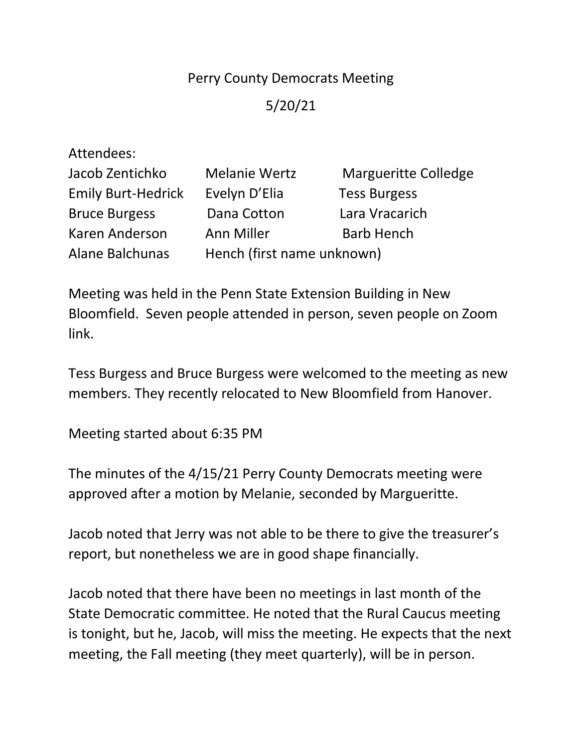# Perry County Democrats Meeting

## 5/20/21

Attendees:

| | | |
|---|---|---|
| Jacob Zentichko | Melanie Wertz | Margueritte Colledge |
| Emily Burt-Hedrick | Evelyn D'Elia | Tess Burgess |
| Bruce Burgess | Dana Cotton | Lara Vracarich |
| Karen Anderson | Ann Miller | Barb Hench |
| Alane Balchunas | Hench (first name unknown) | |

Meeting was held in the Penn State Extension Building in New Bloomfield. Seven people attended in person, seven people on Zoom link.

Tess Burgess and Bruce Burgess were welcomed to the meeting as new members. They recently relocated to New Bloomfield from Hanover.

Meeting started about 6:35 PM

The minutes of the 4/15/21 Perry County Democrats meeting were approved after a motion by Melanie, seconded by Margueritte.

Jacob noted that Jerry was not able to be there to give the treasurer's report, but nonetheless we are in good shape financially.

Jacob noted that there have been no meetings in last month of the State Democratic committee. He noted that the Rural Caucus meeting is tonight, but he, Jacob, will miss the meeting. He expects that the next meeting, the Fall meeting (they meet quarterly), will be in person.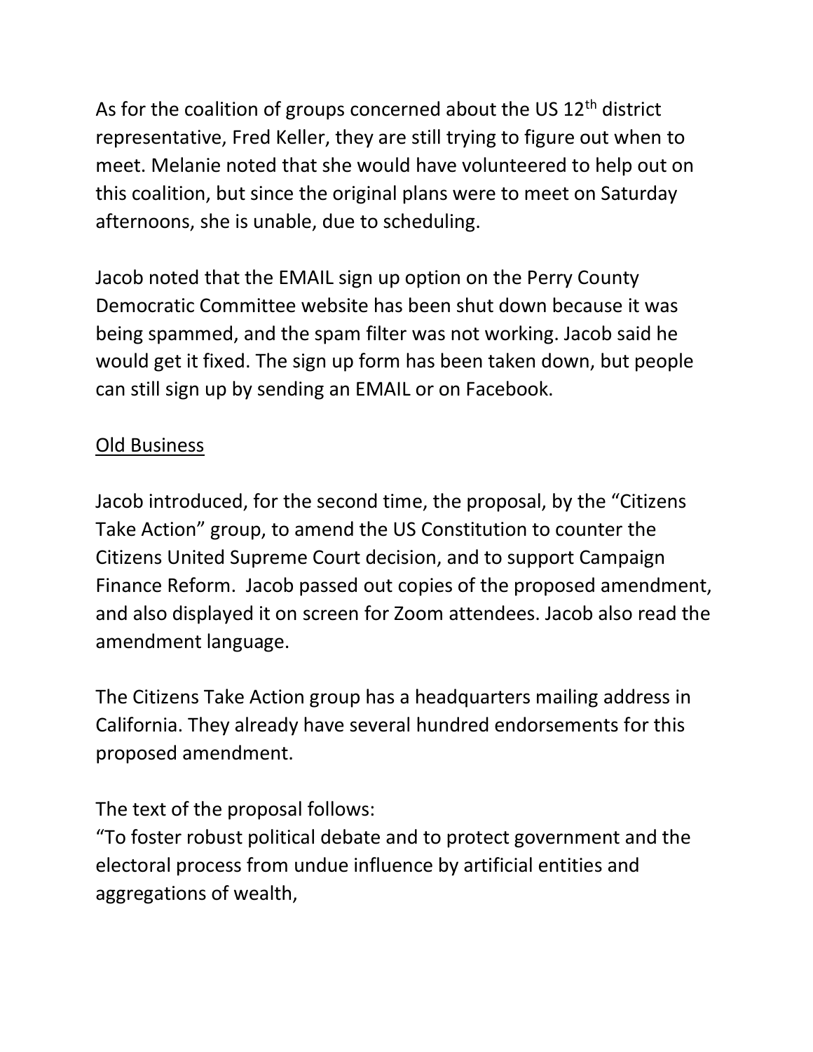As for the coalition of groups concerned about the US 12th district representative, Fred Keller, they are still trying to figure out when to meet. Melanie noted that she would have volunteered to help out on this coalition, but since the original plans were to meet on Saturday afternoons, she is unable, due to scheduling.

Jacob noted that the EMAIL sign up option on the Perry County Democratic Committee website has been shut down because it was being spammed, and the spam filter was not working. Jacob said he would get it fixed. The sign up form has been taken down, but people can still sign up by sending an EMAIL or on Facebook.

<u>Old Business</u>

Jacob introduced, for the second time, the proposal, by the "Citizens Take Action" group, to amend the US Constitution to counter the Citizens United Supreme Court decision, and to support Campaign Finance Reform. Jacob passed out copies of the proposed amendment, and also displayed it on screen for Zoom attendees. Jacob also read the amendment language.

The Citizens Take Action group has a headquarters mailing address in California. They already have several hundred endorsements for this proposed amendment.

The text of the proposal follows:
"To foster robust political debate and to protect government and the electoral process from undue influence by artificial entities and aggregations of wealth,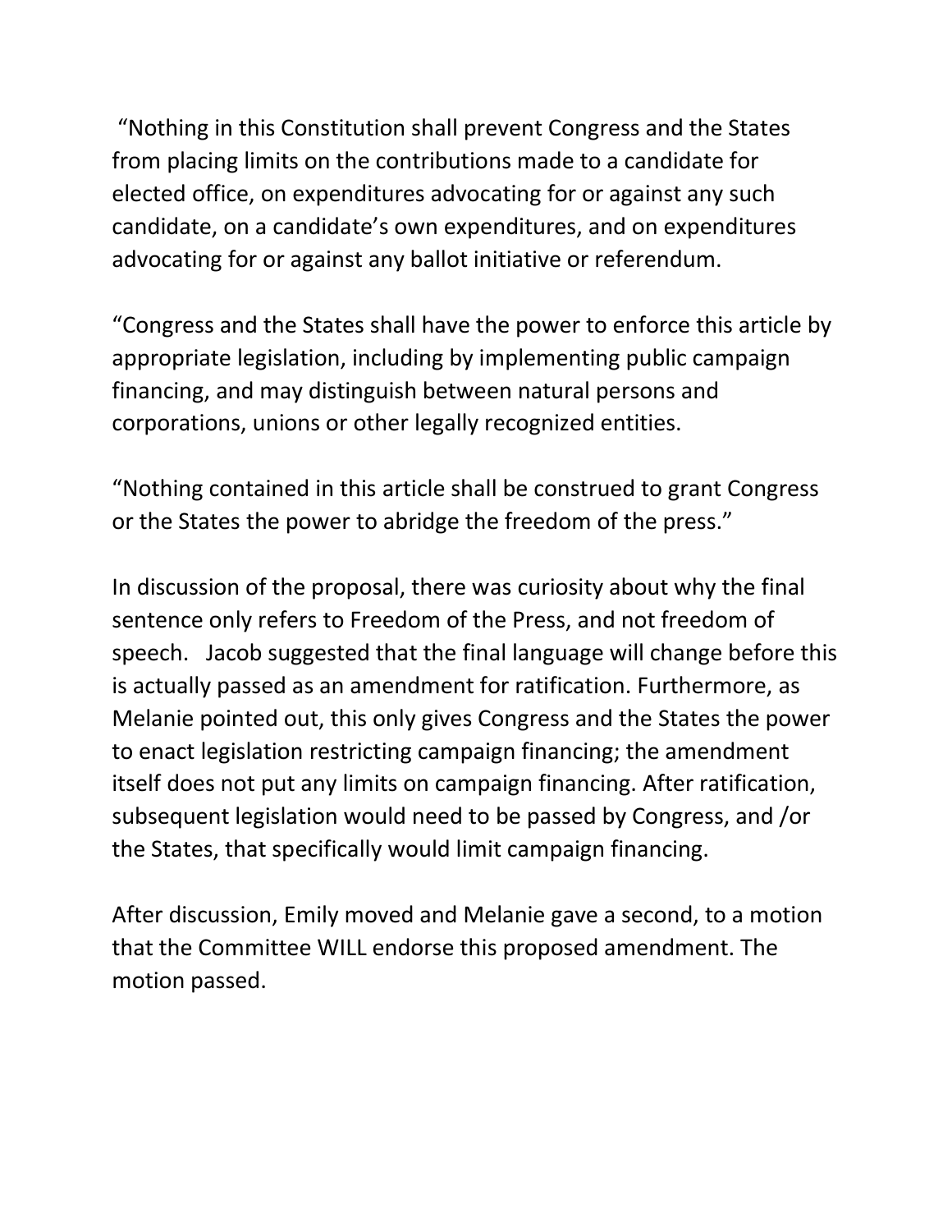"Nothing in this Constitution shall prevent Congress and the States from placing limits on the contributions made to a candidate for elected office, on expenditures advocating for or against any such candidate, on a candidate's own expenditures, and on expenditures advocating for or against any ballot initiative or referendum.

"Congress and the States shall have the power to enforce this article by appropriate legislation, including by implementing public campaign financing, and may distinguish between natural persons and corporations, unions or other legally recognized entities.

"Nothing contained in this article shall be construed to grant Congress or the States the power to abridge the freedom of the press."

In discussion of the proposal, there was curiosity about why the final sentence only refers to Freedom of the Press, and not freedom of speech. Jacob suggested that the final language will change before this is actually passed as an amendment for ratification. Furthermore, as Melanie pointed out, this only gives Congress and the States the power to enact legislation restricting campaign financing; the amendment itself does not put any limits on campaign financing. After ratification, subsequent legislation would need to be passed by Congress, and /or the States, that specifically would limit campaign financing.

After discussion, Emily moved and Melanie gave a second, to a motion that the Committee WILL endorse this proposed amendment. The motion passed.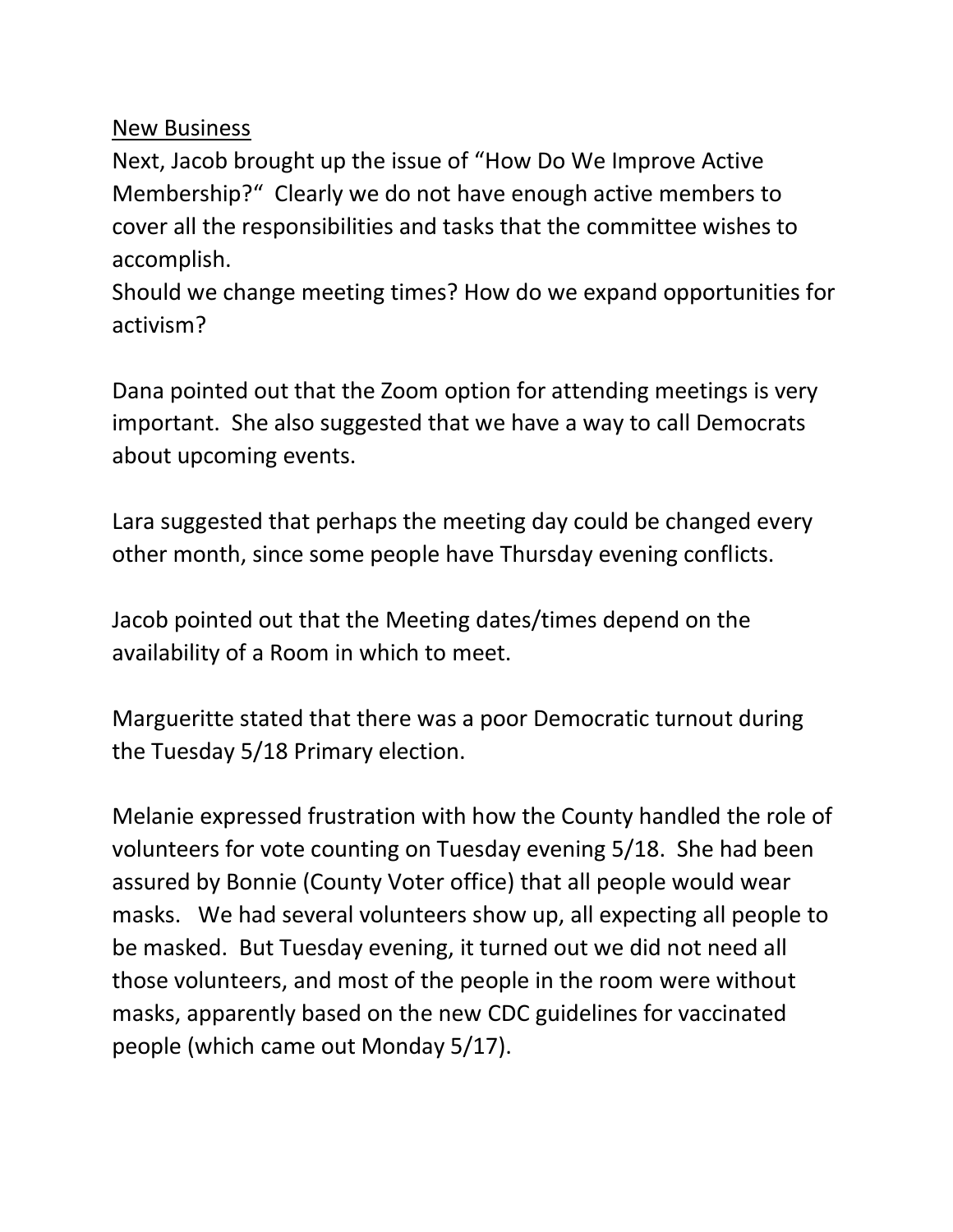<u>New Business</u>

Next, Jacob brought up the issue of "How Do We Improve Active Membership?" Clearly we do not have enough active members to cover all the responsibilities and tasks that the committee wishes to accomplish.
Should we change meeting times? How do we expand opportunities for activism?

Dana pointed out that the Zoom option for attending meetings is very important. She also suggested that we have a way to call Democrats about upcoming events.

Lara suggested that perhaps the meeting day could be changed every other month, since some people have Thursday evening conflicts.

Jacob pointed out that the Meeting dates/times depend on the availability of a Room in which to meet.

Margueritte stated that there was a poor Democratic turnout during the Tuesday 5/18 Primary election.

Melanie expressed frustration with how the County handled the role of volunteers for vote counting on Tuesday evening 5/18. She had been assured by Bonnie (County Voter office) that all people would wear masks. We had several volunteers show up, all expecting all people to be masked. But Tuesday evening, it turned out we did not need all those volunteers, and most of the people in the room were without masks, apparently based on the new CDC guidelines for vaccinated people (which came out Monday 5/17).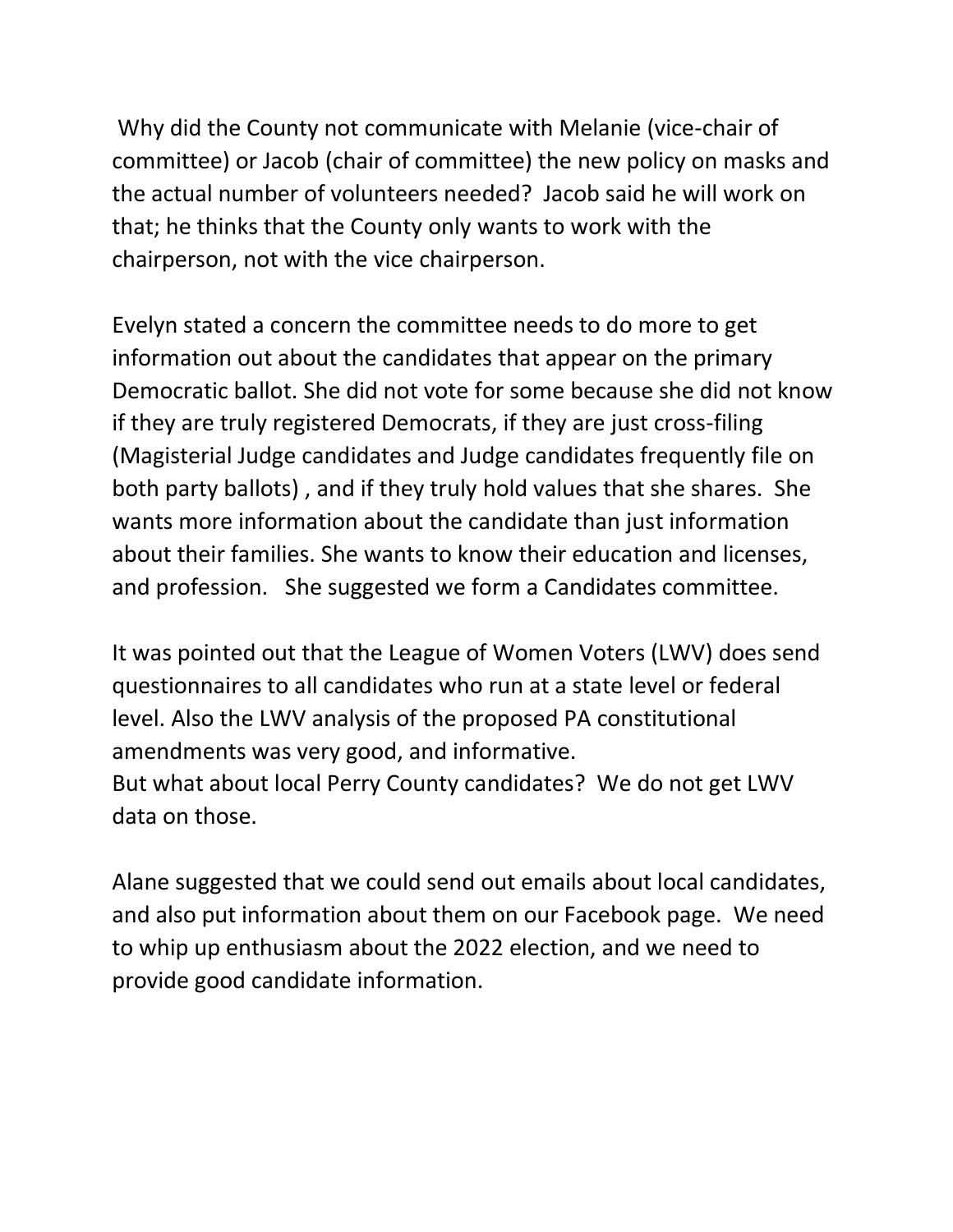Why did the County not communicate with Melanie (vice-chair of committee) or Jacob (chair of committee) the new policy on masks and the actual number of volunteers needed? Jacob said he will work on that; he thinks that the County only wants to work with the chairperson, not with the vice chairperson.

Evelyn stated a concern the committee needs to do more to get information out about the candidates that appear on the primary Democratic ballot. She did not vote for some because she did not know if they are truly registered Democrats, if they are just cross-filing (Magisterial Judge candidates and Judge candidates frequently file on both party ballots) , and if they truly hold values that she shares. She wants more information about the candidate than just information about their families. She wants to know their education and licenses, and profession. She suggested we form a Candidates committee.

It was pointed out that the League of Women Voters (LWV) does send questionnaires to all candidates who run at a state level or federal level. Also the LWV analysis of the proposed PA constitutional amendments was very good, and informative.
But what about local Perry County candidates? We do not get LWV data on those.

Alane suggested that we could send out emails about local candidates, and also put information about them on our Facebook page. We need to whip up enthusiasm about the 2022 election, and we need to provide good candidate information.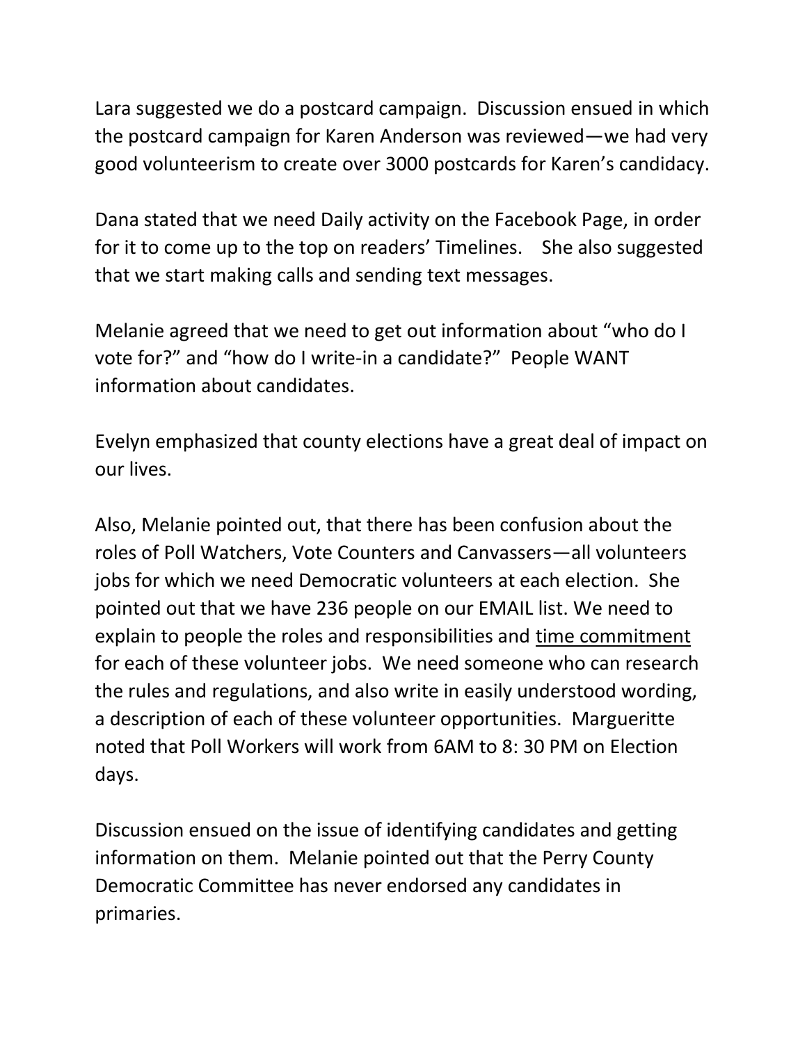Lara suggested we do a postcard campaign. Discussion ensued in which the postcard campaign for Karen Anderson was reviewed—we had very good volunteerism to create over 3000 postcards for Karen's candidacy.

Dana stated that we need Daily activity on the Facebook Page, in order for it to come up to the top on readers' Timelines. She also suggested that we start making calls and sending text messages.

Melanie agreed that we need to get out information about "who do I vote for?" and "how do I write-in a candidate?" People WANT information about candidates.

Evelyn emphasized that county elections have a great deal of impact on our lives.

Also, Melanie pointed out, that there has been confusion about the roles of Poll Watchers, Vote Counters and Canvassers—all volunteers jobs for which we need Democratic volunteers at each election. She pointed out that we have 236 people on our EMAIL list. We need to explain to people the roles and responsibilities and <u>time commitment</u> for each of these volunteer jobs. We need someone who can research the rules and regulations, and also write in easily understood wording, a description of each of these volunteer opportunities. Margueritte noted that Poll Workers will work from 6AM to 8: 30 PM on Election days.

Discussion ensued on the issue of identifying candidates and getting information on them. Melanie pointed out that the Perry County Democratic Committee has never endorsed any candidates in primaries.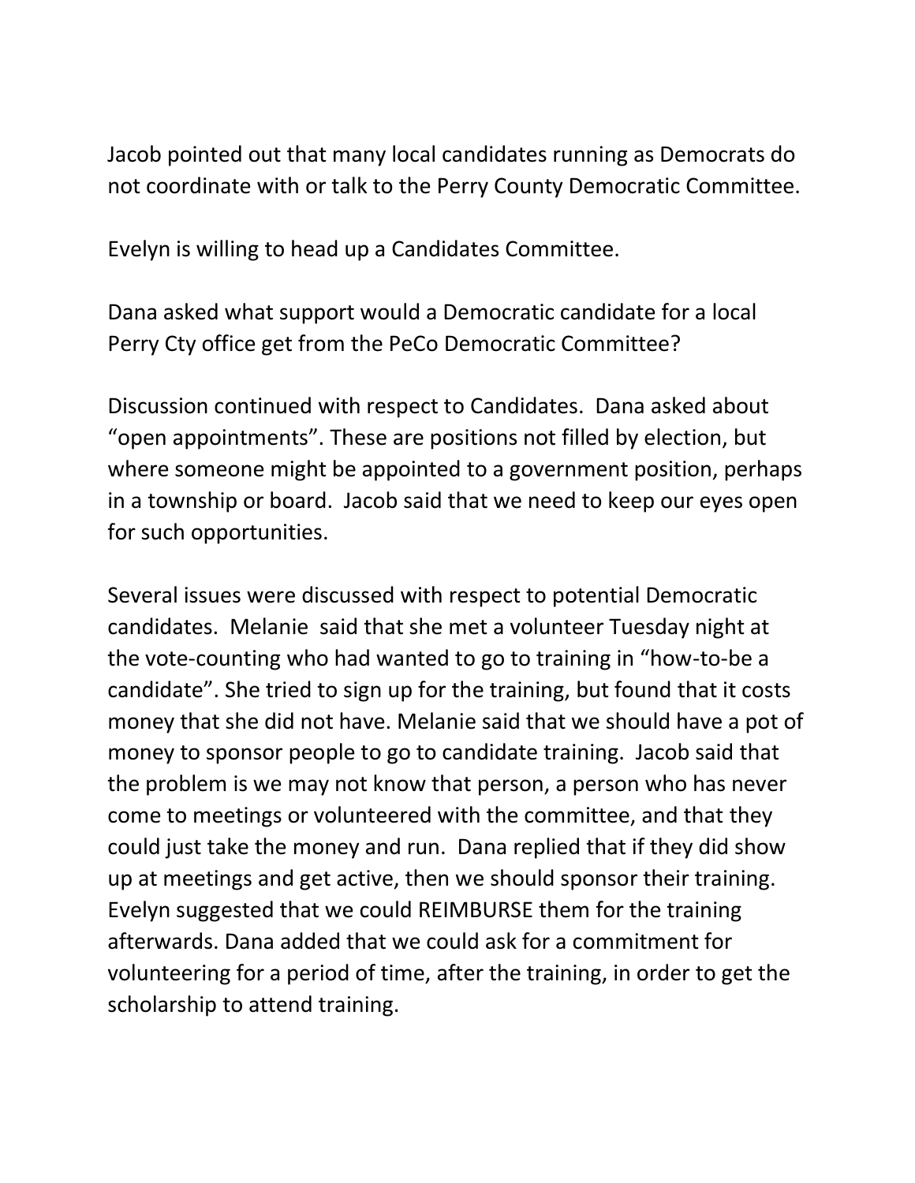Jacob pointed out that many local candidates running as Democrats do not coordinate with or talk to the Perry County Democratic Committee.

Evelyn is willing to head up a Candidates Committee.

Dana asked what support would a Democratic candidate for a local Perry Cty office get from the PeCo Democratic Committee?

Discussion continued with respect to Candidates. Dana asked about "open appointments". These are positions not filled by election, but where someone might be appointed to a government position, perhaps in a township or board. Jacob said that we need to keep our eyes open for such opportunities.

Several issues were discussed with respect to potential Democratic candidates. Melanie said that she met a volunteer Tuesday night at the vote-counting who had wanted to go to training in "how-to-be a candidate". She tried to sign up for the training, but found that it costs money that she did not have. Melanie said that we should have a pot of money to sponsor people to go to candidate training. Jacob said that the problem is we may not know that person, a person who has never come to meetings or volunteered with the committee, and that they could just take the money and run. Dana replied that if they did show up at meetings and get active, then we should sponsor their training. Evelyn suggested that we could REIMBURSE them for the training afterwards. Dana added that we could ask for a commitment for volunteering for a period of time, after the training, in order to get the scholarship to attend training.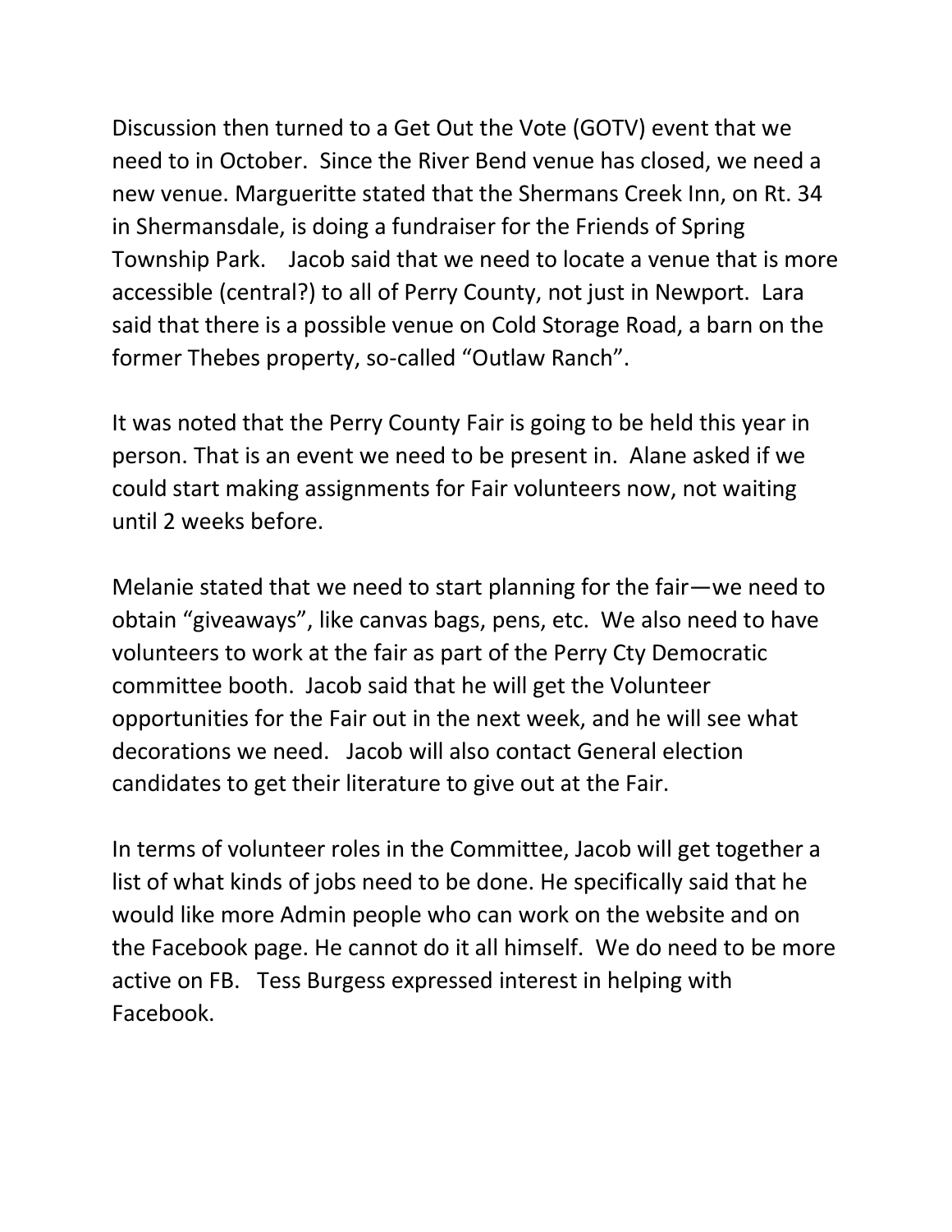Discussion then turned to a Get Out the Vote (GOTV) event that we need to in October. Since the River Bend venue has closed, we need a new venue. Margueritte stated that the Shermans Creek Inn, on Rt. 34 in Shermansdale, is doing a fundraiser for the Friends of Spring Township Park. Jacob said that we need to locate a venue that is more accessible (central?) to all of Perry County, not just in Newport. Lara said that there is a possible venue on Cold Storage Road, a barn on the former Thebes property, so-called "Outlaw Ranch".

It was noted that the Perry County Fair is going to be held this year in person. That is an event we need to be present in. Alane asked if we could start making assignments for Fair volunteers now, not waiting until 2 weeks before.

Melanie stated that we need to start planning for the fair—we need to obtain "giveaways", like canvas bags, pens, etc. We also need to have volunteers to work at the fair as part of the Perry Cty Democratic committee booth. Jacob said that he will get the Volunteer opportunities for the Fair out in the next week, and he will see what decorations we need. Jacob will also contact General election candidates to get their literature to give out at the Fair.

In terms of volunteer roles in the Committee, Jacob will get together a list of what kinds of jobs need to be done. He specifically said that he would like more Admin people who can work on the website and on the Facebook page. He cannot do it all himself. We do need to be more active on FB. Tess Burgess expressed interest in helping with Facebook.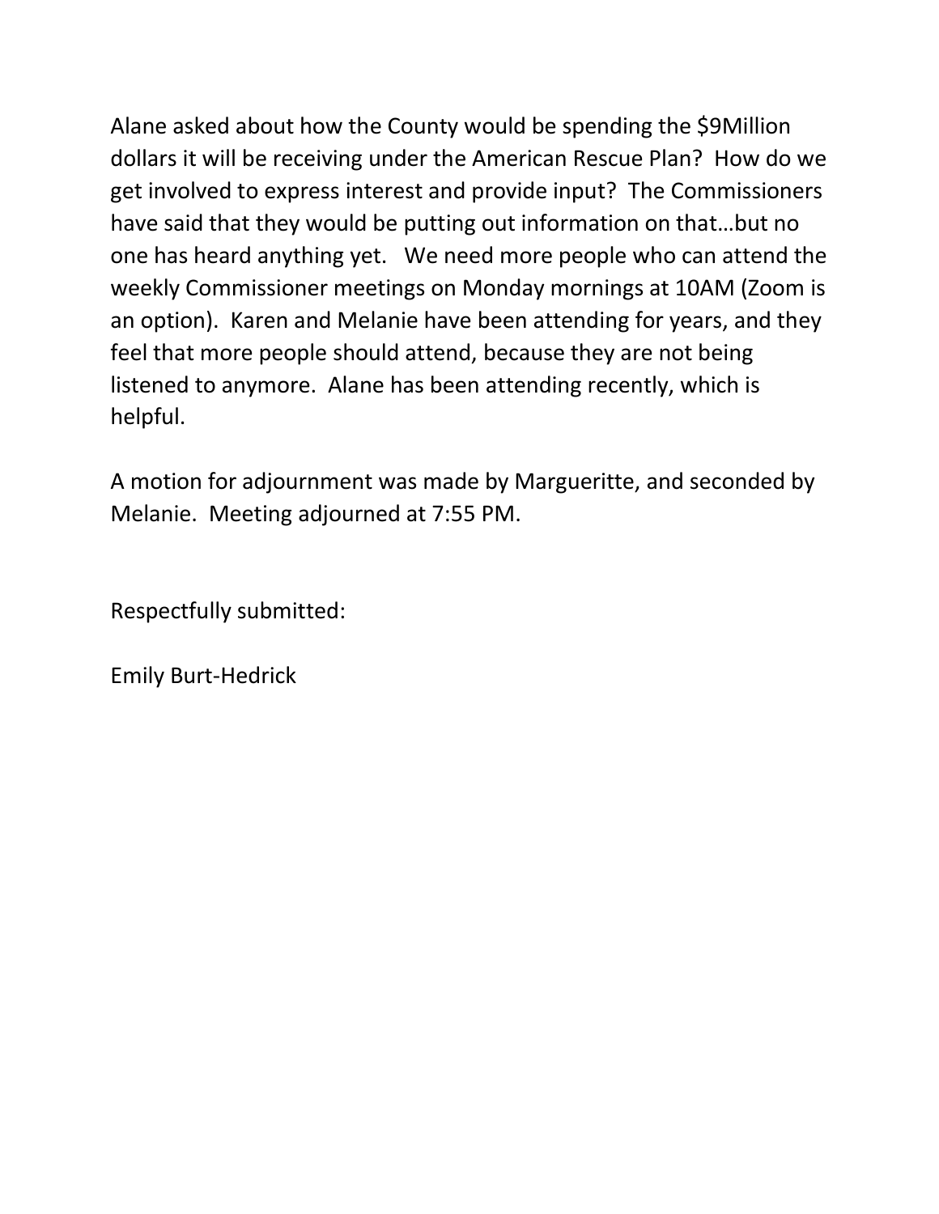Alane asked about how the County would be spending the $9Million dollars it will be receiving under the American Rescue Plan? How do we get involved to express interest and provide input? The Commissioners have said that they would be putting out information on that…but no one has heard anything yet. We need more people who can attend the weekly Commissioner meetings on Monday mornings at 10AM (Zoom is an option). Karen and Melanie have been attending for years, and they feel that more people should attend, because they are not being listened to anymore. Alane has been attending recently, which is helpful.

A motion for adjournment was made by Margueritte, and seconded by Melanie. Meeting adjourned at 7:55 PM.

Respectfully submitted:

Emily Burt-Hedrick